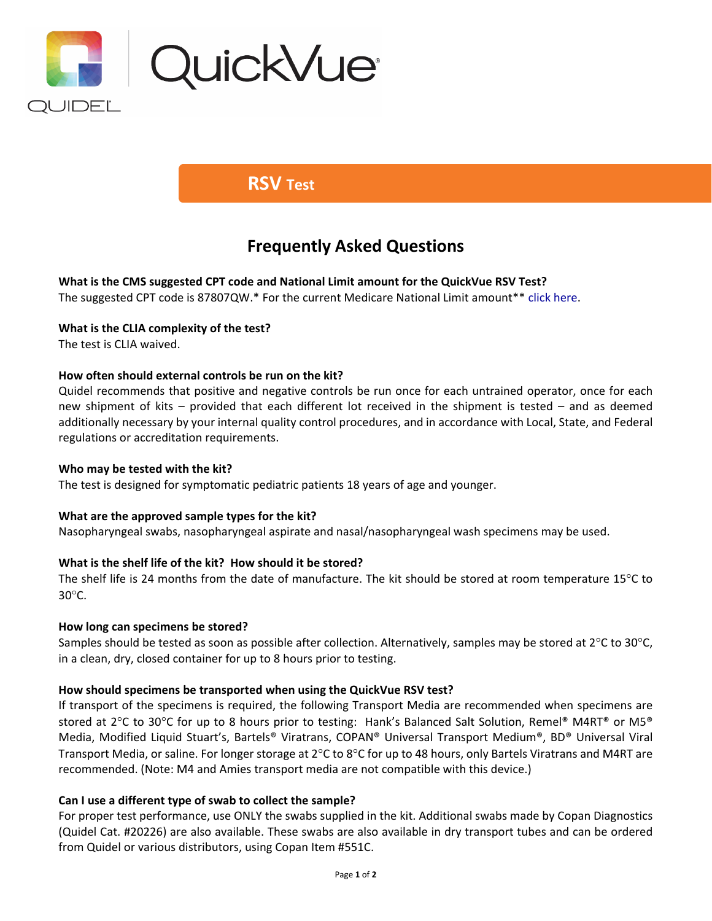QuickVue®

QUIDEL

# RSV Test

## Frequently Asked Questions

**What is the CMS suggested CPT code and National Limit amount for the QuickVue RSV Test?**
The suggested CPT code is 87807QW.* For the current Medicare National Limit amount** click here.

**What is the CLIA complexity of the test?**
The test is CLIA waived.

**How often should external controls be run on the kit?**
Quidel recommends that positive and negative controls be run once for each untrained operator, once for each new shipment of kits – provided that each different lot received in the shipment is tested – and as deemed additionally necessary by your internal quality control procedures, and in accordance with Local, State, and Federal regulations or accreditation requirements.

**Who may be tested with the kit?**
The test is designed for symptomatic pediatric patients 18 years of age and younger.

**What are the approved sample types for the kit?**
Nasopharyngeal swabs, nasopharyngeal aspirate and nasal/nasopharyngeal wash specimens may be used.

**What is the shelf life of the kit? How should it be stored?**
The shelf life is 24 months from the date of manufacture. The kit should be stored at room temperature 15°C to 30°C.

**How long can specimens be stored?**
Samples should be tested as soon as possible after collection. Alternatively, samples may be stored at 2°C to 30°C, in a clean, dry, closed container for up to 8 hours prior to testing.

**How should specimens be transported when using the QuickVue RSV test?**
If transport of the specimens is required, the following Transport Media are recommended when specimens are stored at 2°C to 30°C for up to 8 hours prior to testing: Hank's Balanced Salt Solution, Remel® M4RT® or M5® Media, Modified Liquid Stuart's, Bartels® Viratrans, COPAN® Universal Transport Medium®, BD® Universal Viral Transport Media, or saline. For longer storage at 2°C to 8°C for up to 48 hours, only Bartels Viratrans and M4RT are recommended. (Note: M4 and Amies transport media are not compatible with this device.)

**Can I use a different type of swab to collect the sample?**
For proper test performance, use ONLY the swabs supplied in the kit. Additional swabs made by Copan Diagnostics (Quidel Cat. #20226) are also available. These swabs are also available in dry transport tubes and can be ordered from Quidel or various distributors, using Copan Item #551C.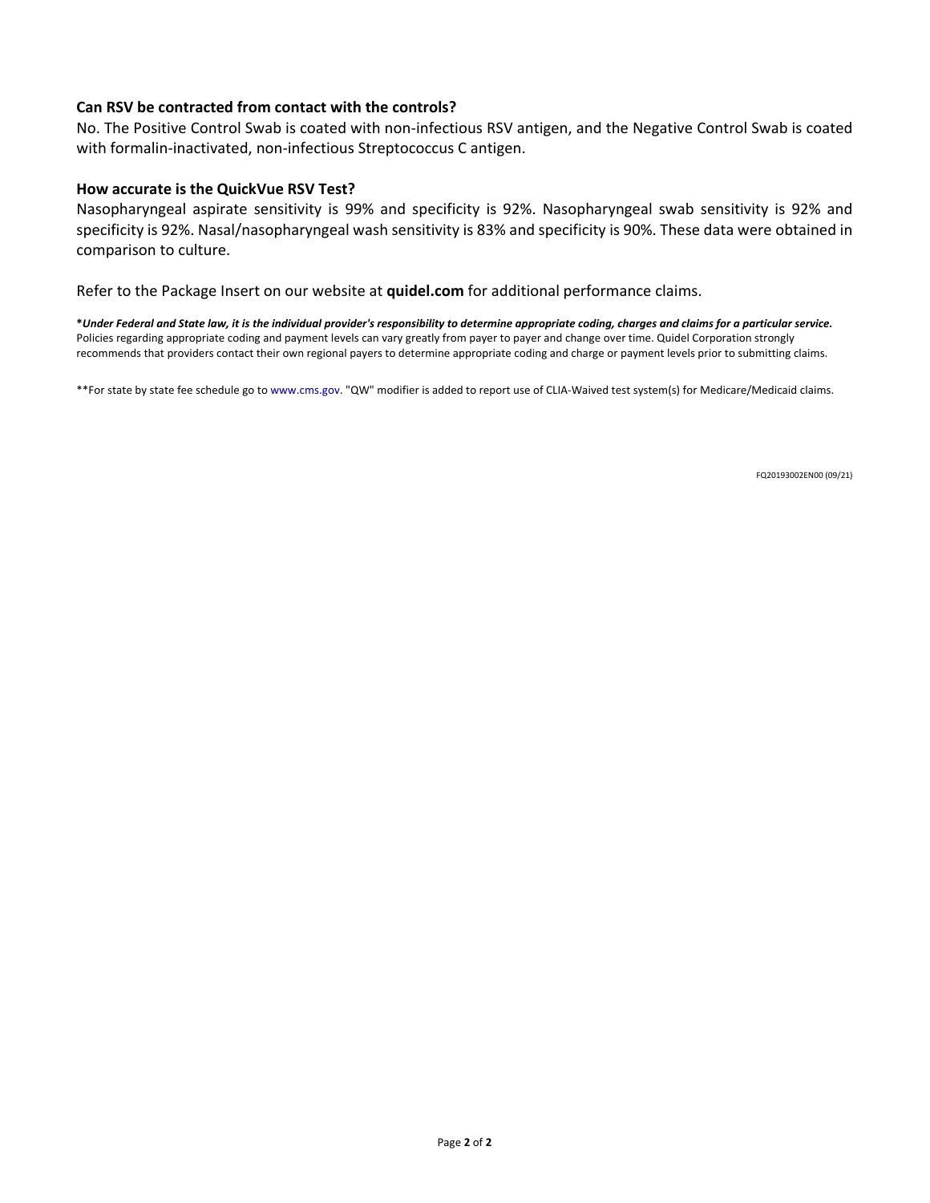**Can RSV be contracted from contact with the controls?**

No. The Positive Control Swab is coated with non-infectious RSV antigen, and the Negative Control Swab is coated with formalin-inactivated, non-infectious Streptococcus C antigen.

**How accurate is the QuickVue RSV Test?**

Nasopharyngeal aspirate sensitivity is 99% and specificity is 92%. Nasopharyngeal swab sensitivity is 92% and specificity is 92%. Nasal/nasopharyngeal wash sensitivity is 83% and specificity is 90%. These data were obtained in comparison to culture.

Refer to the Package Insert on our website at **quidel.com** for additional performance claims.

***Under Federal and State law, it is the individual provider's responsibility to determine appropriate coding, charges and claims for a particular service.*** Policies regarding appropriate coding and payment levels can vary greatly from payer to payer and change over time. Quidel Corporation strongly recommends that providers contact their own regional payers to determine appropriate coding and charge or payment levels prior to submitting claims.

**For state by state fee schedule go to www.cms.gov. "QW" modifier is added to report use of CLIA-Waived test system(s) for Medicare/Medicaid claims.

FQ20193002EN00 (09/21)